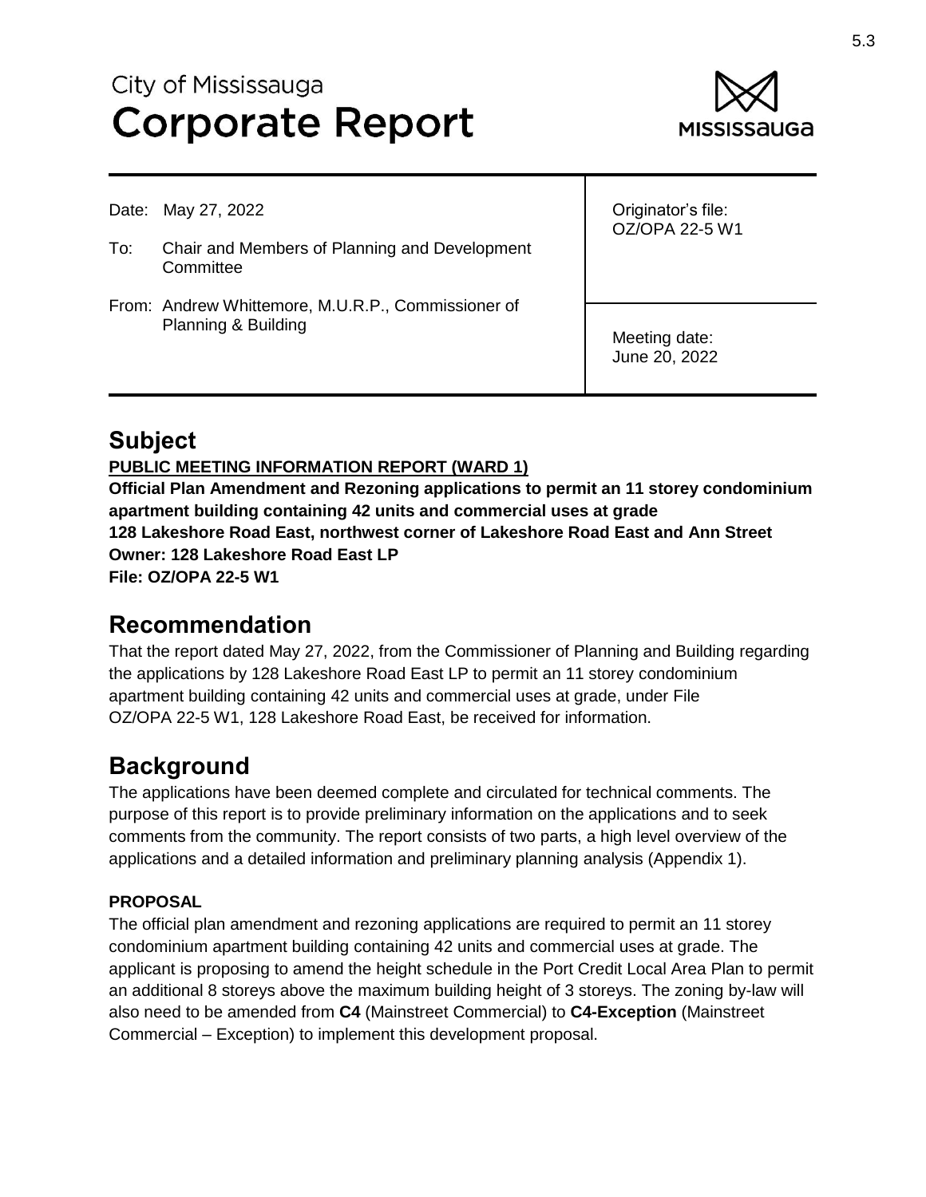# City of Mississauga
# Corporate Report

| | |
|---|---|
| Date: May 27, 2022<br><br>To: Chair and Members of Planning and Development Committee<br><br>From: Andrew Whittemore, M.U.R.P., Commissioner of Planning & Building | Originator's file:<br>OZ/OPA 22-5 W1<br><br>Meeting date:<br>June 20, 2022 |

## Subject

**PUBLIC MEETING INFORMATION REPORT (WARD 1)**

**Official Plan Amendment and Rezoning applications to permit an 11 storey condominium apartment building containing 42 units and commercial uses at grade**
**128 Lakeshore Road East, northwest corner of Lakeshore Road East and Ann Street**
**Owner: 128 Lakeshore Road East LP**
**File: OZ/OPA 22-5 W1**

## Recommendation

That the report dated May 27, 2022, from the Commissioner of Planning and Building regarding the applications by 128 Lakeshore Road East LP to permit an 11 storey condominium apartment building containing 42 units and commercial uses at grade, under File OZ/OPA 22-5 W1, 128 Lakeshore Road East, be received for information.

## Background

The applications have been deemed complete and circulated for technical comments. The purpose of this report is to provide preliminary information on the applications and to seek comments from the community. The report consists of two parts, a high level overview of the applications and a detailed information and preliminary planning analysis (Appendix 1).

### PROPOSAL

The official plan amendment and rezoning applications are required to permit an 11 storey condominium apartment building containing 42 units and commercial uses at grade. The applicant is proposing to amend the height schedule in the Port Credit Local Area Plan to permit an additional 8 storeys above the maximum building height of 3 storeys. The zoning by-law will also need to be amended from **C4** (Mainstreet Commercial) to **C4-Exception** (Mainstreet Commercial – Exception) to implement this development proposal.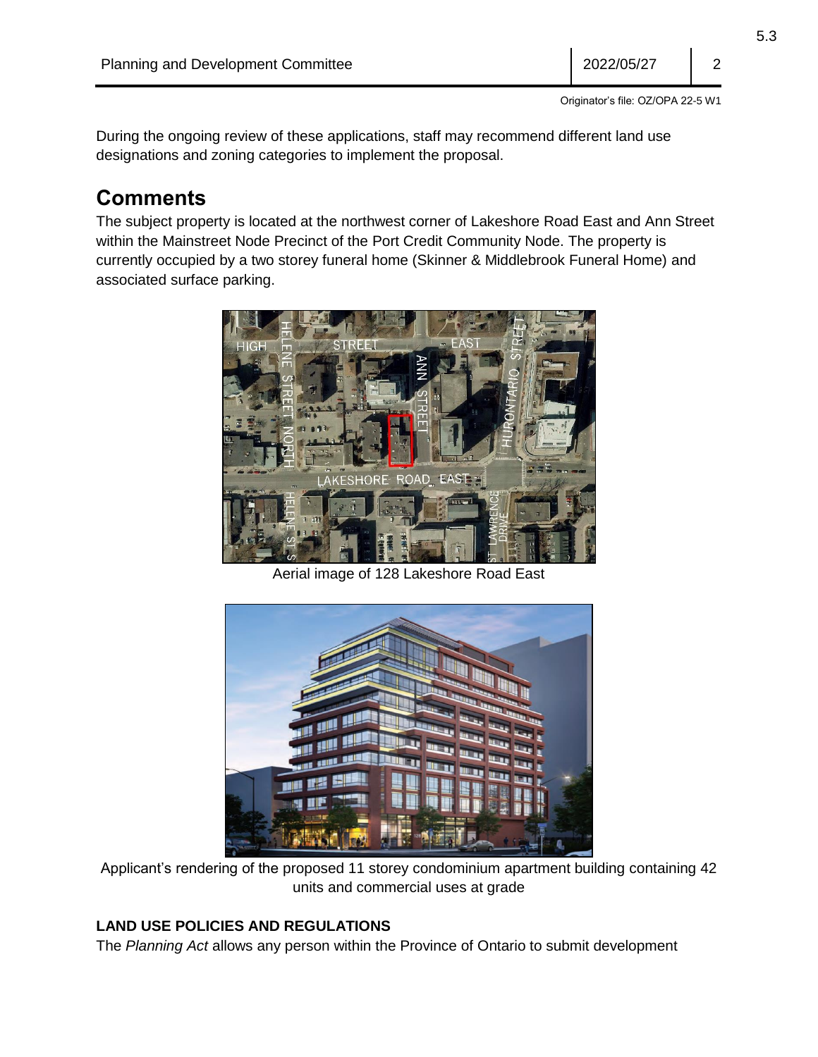During the ongoing review of these applications, staff may recommend different land use designations and zoning categories to implement the proposal.

## Comments

The subject property is located at the northwest corner of Lakeshore Road East and Ann Street within the Mainstreet Node Precinct of the Port Credit Community Node. The property is currently occupied by a two storey funeral home (Skinner & Middlebrook Funeral Home) and associated surface parking.

Aerial image of 128 Lakeshore Road East

Applicant's rendering of the proposed 11 storey condominium apartment building containing 42 units and commercial uses at grade

### LAND USE POLICIES AND REGULATIONS

The *Planning Act* allows any person within the Province of Ontario to submit development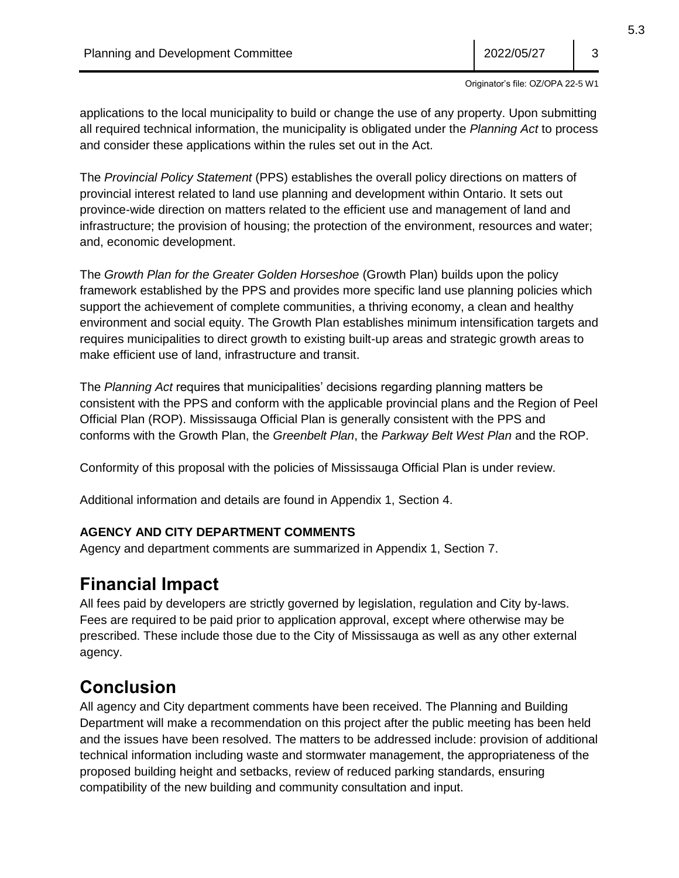applications to the local municipality to build or change the use of any property. Upon submitting all required technical information, the municipality is obligated under the *Planning Act* to process and consider these applications within the rules set out in the Act.

The *Provincial Policy Statement* (PPS) establishes the overall policy directions on matters of provincial interest related to land use planning and development within Ontario. It sets out province-wide direction on matters related to the efficient use and management of land and infrastructure; the provision of housing; the protection of the environment, resources and water; and, economic development.

The *Growth Plan for the Greater Golden Horseshoe* (Growth Plan) builds upon the policy framework established by the PPS and provides more specific land use planning policies which support the achievement of complete communities, a thriving economy, a clean and healthy environment and social equity. The Growth Plan establishes minimum intensification targets and requires municipalities to direct growth to existing built-up areas and strategic growth areas to make efficient use of land, infrastructure and transit.

The *Planning Act* requires that municipalities' decisions regarding planning matters be consistent with the PPS and conform with the applicable provincial plans and the Region of Peel Official Plan (ROP). Mississauga Official Plan is generally consistent with the PPS and conforms with the Growth Plan, the *Greenbelt Plan*, the *Parkway Belt West Plan* and the ROP.

Conformity of this proposal with the policies of Mississauga Official Plan is under review.

Additional information and details are found in Appendix 1, Section 4.

**AGENCY AND CITY DEPARTMENT COMMENTS**

Agency and department comments are summarized in Appendix 1, Section 7.

# Financial Impact

All fees paid by developers are strictly governed by legislation, regulation and City by-laws. Fees are required to be paid prior to application approval, except where otherwise may be prescribed. These include those due to the City of Mississauga as well as any other external agency.

# Conclusion

All agency and City department comments have been received. The Planning and Building Department will make a recommendation on this project after the public meeting has been held and the issues have been resolved. The matters to be addressed include: provision of additional technical information including waste and stormwater management, the appropriateness of the proposed building height and setbacks, review of reduced parking standards, ensuring compatibility of the new building and community consultation and input.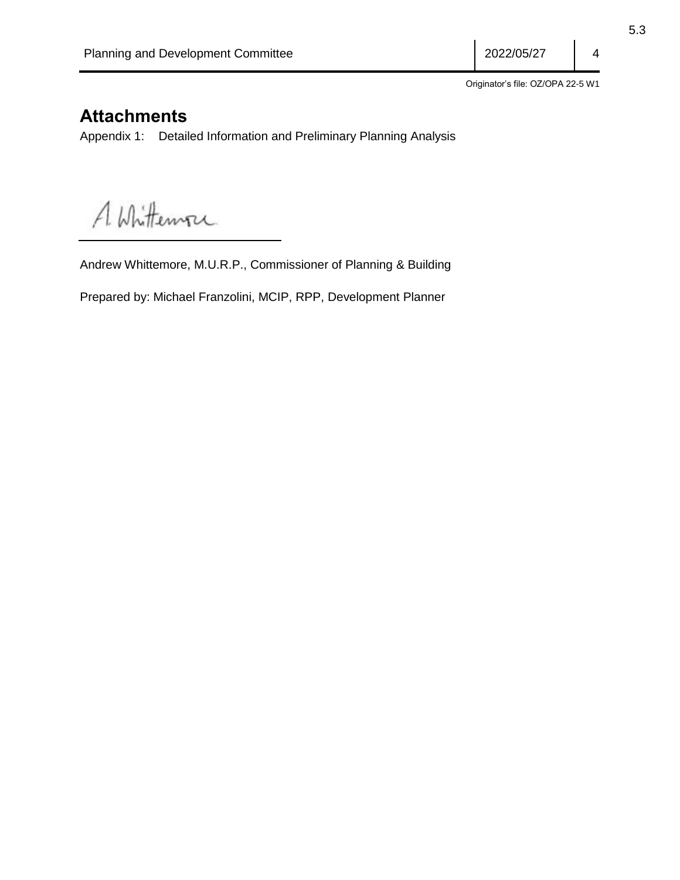Originator's file: OZ/OPA 22-5 W1

## Attachments

Appendix 1: Detailed Information and Preliminary Planning Analysis

Andrew Whittemore, M.U.R.P., Commissioner of Planning & Building

Prepared by: Michael Franzolini, MCIP, RPP, Development Planner